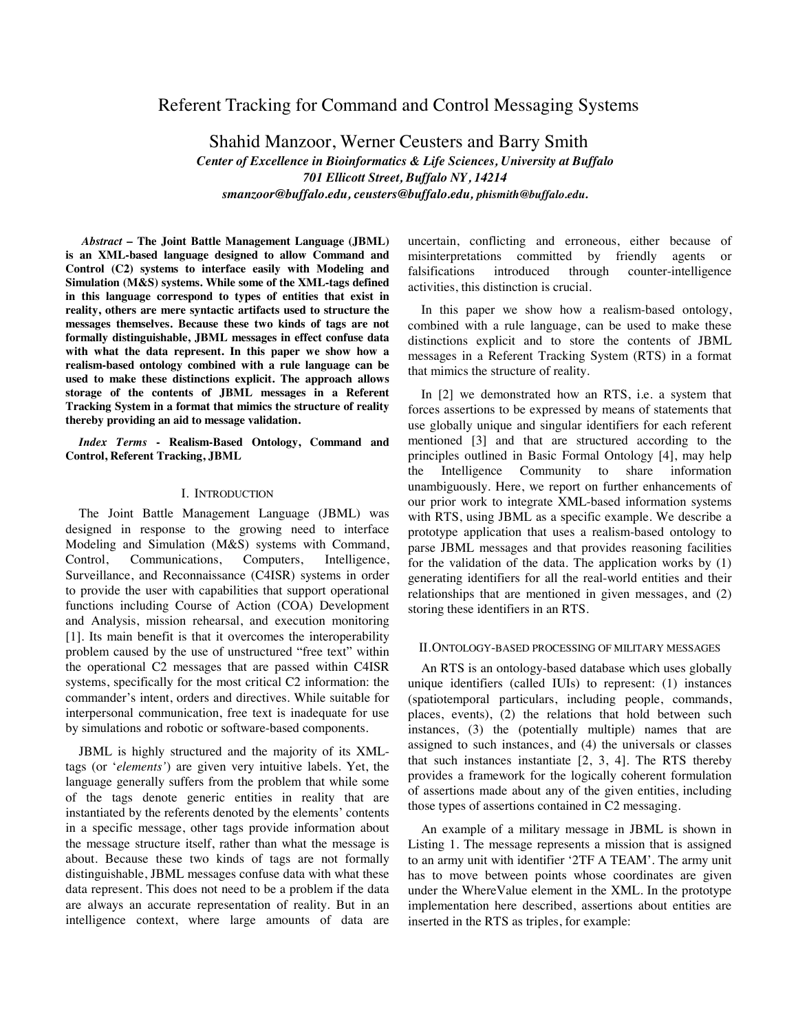# Referent Tracking for Command and Control Messaging Systems

Shahid Manzoor, Werner Ceusters and Barry Smith

***Center of Excellence in Bioinformatics & Life Sciences, University at Buffalo***
***701 Ellicott Street, Buffalo NY, 14214***
***smanzoor@buffalo.edu, ceusters@buffalo.edu, phismith@buffalo.edu.***

***Abstract* – The Joint Battle Management Language (JBML) is an XML-based language designed to allow Command and Control (C2) systems to interface easily with Modeling and Simulation (M&S) systems. While some of the XML-tags defined in this language correspond to types of entities that exist in reality, others are mere syntactic artifacts used to structure the messages themselves. Because these two kinds of tags are not formally distinguishable, JBML messages in effect confuse data with what the data represent. In this paper we show how a realism-based ontology combined with a rule language can be used to make these distinctions explicit. The approach allows storage of the contents of JBML messages in a Referent Tracking System in a format that mimics the structure of reality thereby providing an aid to message validation.**

***Index Terms* - Realism-Based Ontology, Command and Control, Referent Tracking, JBML**

## I. Introduction

The Joint Battle Management Language (JBML) was designed in response to the growing need to interface Modeling and Simulation (M&S) systems with Command, Control, Communications, Computers, Intelligence, Surveillance, and Reconnaissance (C4ISR) systems in order to provide the user with capabilities that support operational functions including Course of Action (COA) Development and Analysis, mission rehearsal, and execution monitoring [1]. Its main benefit is that it overcomes the interoperability problem caused by the use of unstructured "free text" within the operational C2 messages that are passed within C4ISR systems, specifically for the most critical C2 information: the commander's intent, orders and directives. While suitable for interpersonal communication, free text is inadequate for use by simulations and robotic or software-based components.

JBML is highly structured and the majority of its XML-tags (or '*elements*') are given very intuitive labels. Yet, the language generally suffers from the problem that while some of the tags denote generic entities in reality that are instantiated by the referents denoted by the elements' contents in a specific message, other tags provide information about the message structure itself, rather than what the message is about. Because these two kinds of tags are not formally distinguishable, JBML messages confuse data with what these data represent. This does not need to be a problem if the data are always an accurate representation of reality. But in an intelligence context, where large amounts of data are uncertain, conflicting and erroneous, either because of misinterpretations committed by friendly agents or falsifications introduced through counter-intelligence activities, this distinction is crucial.

In this paper we show how a realism-based ontology, combined with a rule language, can be used to make these distinctions explicit and to store the contents of JBML messages in a Referent Tracking System (RTS) in a format that mimics the structure of reality.

In [2] we demonstrated how an RTS, i.e. a system that forces assertions to be expressed by means of statements that use globally unique and singular identifiers for each referent mentioned [3] and that are structured according to the principles outlined in Basic Formal Ontology [4], may help the Intelligence Community to share information unambiguously. Here, we report on further enhancements of our prior work to integrate XML-based information systems with RTS, using JBML as a specific example. We describe a prototype application that uses a realism-based ontology to parse JBML messages and that provides reasoning facilities for the validation of the data. The application works by (1) generating identifiers for all the real-world entities and their relationships that are mentioned in given messages, and (2) storing these identifiers in an RTS.

## II. Ontology-based processing of military messages

An RTS is an ontology-based database which uses globally unique identifiers (called IUIs) to represent: (1) instances (spatiotemporal particulars, including people, commands, places, events), (2) the relations that hold between such instances, (3) the (potentially multiple) names that are assigned to such instances, and (4) the universals or classes that such instances instantiate [2, 3, 4]. The RTS thereby provides a framework for the logically coherent formulation of assertions made about any of the given entities, including those types of assertions contained in C2 messaging.

An example of a military message in JBML is shown in Listing 1. The message represents a mission that is assigned to an army unit with identifier '2TF A TEAM'. The army unit has to move between points whose coordinates are given under the WhereValue element in the XML. In the prototype implementation here described, assertions about entities are inserted in the RTS as triples, for example: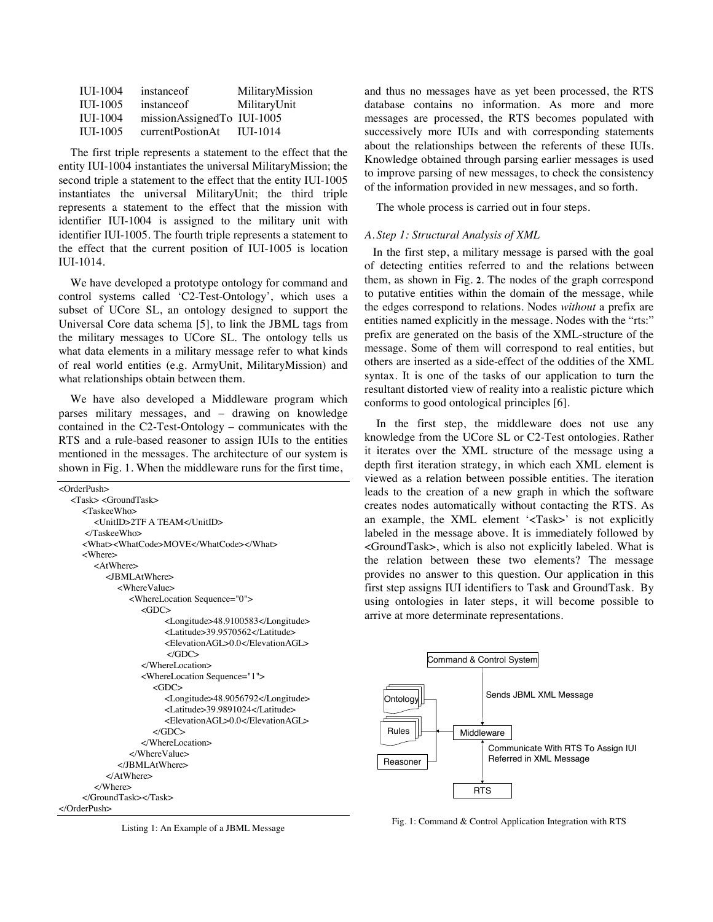| | | |
|---|---|---|
| IUI-1004 | instanceof | MilitaryMission |
| IUI-1005 | instanceof | MilitaryUnit |
| IUI-1004 | missionAssignedTo | IUI-1005 |
| IUI-1005 | currentPostionAt | IUI-1014 |

The first triple represents a statement to the effect that the entity IUI-1004 instantiates the universal MilitaryMission; the second triple a statement to the effect that the entity IUI-1005 instantiates the universal MilitaryUnit; the third triple represents a statement to the effect that the mission with identifier IUI-1004 is assigned to the military unit with identifier IUI-1005. The fourth triple represents a statement to the effect that the current position of IUI-1005 is location IUI-1014.

We have developed a prototype ontology for command and control systems called 'C2-Test-Ontology', which uses a subset of UCore SL, an ontology designed to support the Universal Core data schema [5], to link the JBML tags from the military messages to UCore SL. The ontology tells us what data elements in a military message refer to what kinds of real world entities (e.g. ArmyUnit, MilitaryMission) and what relationships obtain between them.

We have also developed a Middleware program which parses military messages, and – drawing on knowledge contained in the C2-Test-Ontology – communicates with the RTS and a rule-based reasoner to assign IUIs to the entities mentioned in the messages. The architecture of our system is shown in Fig. 1. When the middleware runs for the first time, and thus no messages have as yet been processed, the RTS database contains no information. As more and more messages are processed, the RTS becomes populated with successively more IUIs and with corresponding statements about the relationships between the referents of these IUIs. Knowledge obtained through parsing earlier messages is used to improve parsing of new messages, to check the consistency of the information provided in new messages, and so forth.

```
<OrderPush>
   <Task> <GroundTask>
      <TaskeeWho>
         <UnitID>2TF A TEAM</UnitID>
      </TaskeeWho>
      <What><WhatCode>MOVE</WhatCode></What>
      <Where>
         <AtWhere>
            <JBMLAtWhere>
               <WhereValue>
                  <WhereLocation Sequence="0">
                     <GDC>
                           <Longitude>48.9100583</Longitude>
                           <Latitude>39.9570562</Latitude>
                           <ElevationAGL>0.0</ElevationAGL>
                           </GDC>
                     </WhereLocation>
                     <WhereLocation Sequence="1">
                        <GDC>
                           <Longitude>48.9056792</Longitude>
                           <Latitude>39.9891024</Latitude>
                           <ElevationAGL>0.0</ElevationAGL>
                        </GDC>
                     </WhereLocation>
                  </WhereValue>
               </JBMLAtWhere>
            </AtWhere>
         </Where>
      </GroundTask></Task>
</OrderPush>
```

Listing 1: An Example of a JBML Message

The whole process is carried out in four steps.

### A. Step 1: Structural Analysis of XML

In the first step, a military message is parsed with the goal of detecting entities referred to and the relations between them, as shown in Fig. 2. The nodes of the graph correspond to putative entities within the domain of the message, while the edges correspond to relations. Nodes *without* a prefix are entities named explicitly in the message. Nodes with the "rts:" prefix are generated on the basis of the XML-structure of the message. Some of them will correspond to real entities, but others are inserted as a side-effect of the oddities of the XML syntax. It is one of the tasks of our application to turn the resultant distorted view of reality into a realistic picture which conforms to good ontological principles [6].

In the first step, the middleware does not use any knowledge from the UCore SL or C2-Test ontologies. Rather it iterates over the XML structure of the message using a depth first iteration strategy, in which each XML element is viewed as a relation between possible entities. The iteration leads to the creation of a new graph in which the software creates nodes automatically without contacting the RTS. As an example, the XML element '<Task>' is not explicitly labeled in the message above. It is immediately followed by <GroundTask>, which is also not explicitly labeled. What is the relation between these two elements? The message provides no answer to this question. Our application in this first step assigns IUI identifiers to Task and GroundTask. By using ontologies in later steps, it will become possible to arrive at more determinate representations.

Command & Control System

Sends JBML XML Message

Ontology

Rules

Reasoner

Middleware

Communicate With RTS To Assign IUI Referred in XML Message

RTS

Fig. 1: Command & Control Application Integration with RTS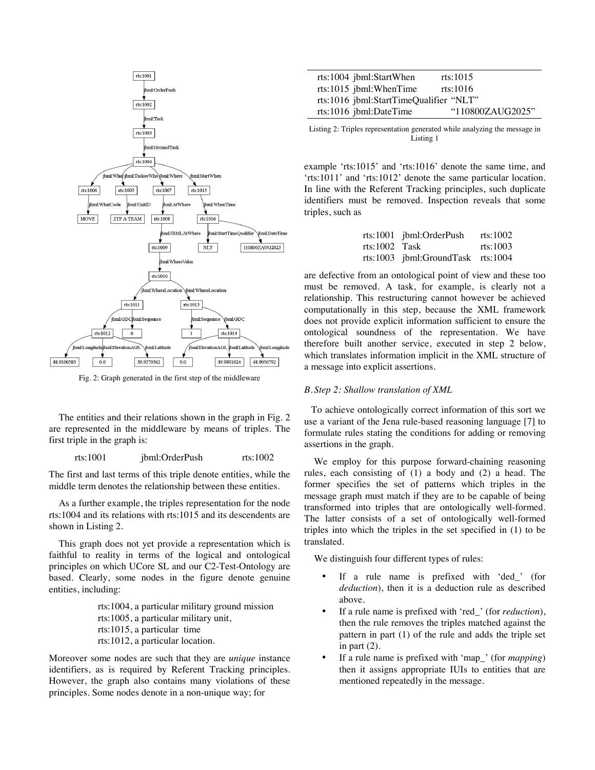rts:1001
jbml:OrderPush
rts:1002
jbml:Task
rts:1003
jbml:GroundTask
rts:1004
jbml:What
jbml:TaskeeWho
jbml:Where
jbml:StartWhen
rts:1006
rts:1005
rts:1007
rts:1015
jbml:WhatCode
jbml:UnitID
jbml:AtWhere
jbml:WhenTime
MOVE
2TF A TEAM
rts:1008
rts:1016
jbml:JBMLAtWhere
jbml:StartTimeQualifier
jbml:DateTime
rts:1009
NLT
110800ZAUG2025
jbml:WhereValue
rts:1010
jbml:WhereLocation
jbml:WhereLocation
rts:1011
rts:1013
jbml:GDC
jbml:Sequence
jbml:Sequence
jbml:GDC
rts:1012
0
1
rts:1014
jbml:Longitude
jbml:ElevationAGL
jbml:Latitude
jbml:ElevationAGL
jbml:Latitude
jbml:Longitude
48.9100583
0.0
39.9570562
0.0
39.9891024
48.9056792

Fig. 2: Graph generated in the first step of the middleware

The entities and their relations shown in the graph in Fig. 2 are represented in the middleware by means of triples. The first triple in the graph is:

```
rts:1001    jbml:OrderPush    rts:1002
```

The first and last terms of this triple denote entities, while the middle term denotes the relationship between these entities.

As a further example, the triples representation for the node rts:1004 and its relations with rts:1015 and its descendents are shown in Listing 2.

This graph does not yet provide a representation which is faithful to reality in terms of the logical and ontological principles on which UCore SL and our C2-Test-Ontology are based. Clearly, some nodes in the figure denote genuine entities, including:

rts:1004, a particular military ground mission
rts:1005, a particular military unit,
rts:1015, a particular time
rts:1012, a particular location.

Moreover some nodes are such that they are *unique* instance identifiers, as is required by Referent Tracking principles. However, the graph also contains many violations of these principles. Some nodes denote in a non-unique way; for

```
rts:1004 jbml:StartWhen            rts:1015
rts:1015 jbml:WhenTime             rts:1016
rts:1016 jbml:StartTimeQualifier   "NLT"
rts:1016 jbml:DateTime             "110800ZAUG2025"
```

Listing 2: Triples representation generated while analyzing the message in Listing 1

example 'rts:1015' and 'rts:1016' denote the same time, and 'rts:1011' and 'rts:1012' denote the same particular location. In line with the Referent Tracking principles, such duplicate identifiers must be removed. Inspection reveals that some triples, such as

```
rts:1001  jbml:OrderPush    rts:1002
rts:1002  Task              rts:1003
rts:1003  jbml:GroundTask   rts:1004
```

are defective from an ontological point of view and these too must be removed. A task, for example, is clearly not a relationship. This restructuring cannot however be achieved computationally in this step, because the XML framework does not provide explicit information sufficient to ensure the ontological soundness of the representation. We have therefore built another service, executed in step 2 below, which translates information implicit in the XML structure of a message into explicit assertions.

### *B. Step 2: Shallow translation of XML*

To achieve ontologically correct information of this sort we use a variant of the Jena rule-based reasoning language [7] to formulate rules stating the conditions for adding or removing assertions in the graph.

We employ for this purpose forward-chaining reasoning rules, each consisting of (1) a body and (2) a head. The former specifies the set of patterns which triples in the message graph must match if they are to be capable of being transformed into triples that are ontologically well-formed. The latter consists of a set of ontologically well-formed triples into which the triples in the set specified in (1) to be translated.

We distinguish four different types of rules:

- If a rule name is prefixed with 'ded_' (for *deduction*), then it is a deduction rule as described above.
- If a rule name is prefixed with 'red_' (for *reduction*), then the rule removes the triples matched against the pattern in part (1) of the rule and adds the triple set in part (2).
- If a rule name is prefixed with 'map_' (for *mapping*) then it assigns appropriate IUIs to entities that are mentioned repeatedly in the message.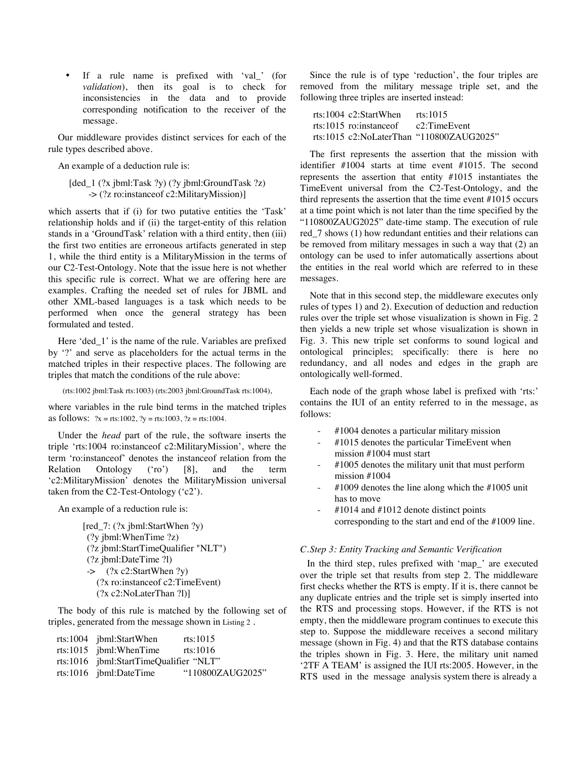- If a rule name is prefixed with 'val_' (for *validation*), then its goal is to check for inconsistencies in the data and to provide corresponding notification to the receiver of the message.

Our middleware provides distinct services for each of the rule types described above.

An example of a deduction rule is:

```
[ded_1 (?x jbml:Task ?y) (?y jbml:GroundTask ?z)
    -> (?z ro:instanceof c2:MilitaryMission)]
```

which asserts that if (i) for two putative entities the 'Task' relationship holds and if (ii) the target-entity of this relation stands in a 'GroundTask' relation with a third entity, then (iii) the first two entities are erroneous artifacts generated in step 1, while the third entity is a MilitaryMission in the terms of our C2-Test-Ontology. Note that the issue here is not whether this specific rule is correct. What we are offering here are examples. Crafting the needed set of rules for JBML and other XML-based languages is a task which needs to be performed when once the general strategy has been formulated and tested.

Here 'ded_1' is the name of the rule. Variables are prefixed by '?' and serve as placeholders for the actual terms in the matched triples in their respective places. The following are triples that match the conditions of the rule above:

(rts:1002 jbml:Task rts:1003) (rts:2003 jbml:GroundTask rts:1004),

where variables in the rule bind terms in the matched triples as follows: ?x = rts:1002, ?y = rts:1003, ?z = rts:1004.

Under the *head* part of the rule, the software inserts the triple 'rts:1004 ro:instanceof c2:MilitaryMission', where the term 'ro:instanceof' denotes the instanceof relation from the Relation Ontology ('ro') [8], and the term 'c2:MilitaryMission' denotes the MilitaryMission universal taken from the C2-Test-Ontology ('c2').

An example of a reduction rule is:

```
[red_7: (?x jbml:StartWhen ?y)
 (?y jbml:WhenTime ?z)
 (?z jbml:StartTimeQualifier "NLT")
 (?z jbml:DateTime ?l)
 ->   (?x c2:StartWhen ?y)
   (?x ro:instanceof c2:TimeEvent)
   (?x c2:NoLaterThan ?l)]
```

The body of this rule is matched by the following set of triples, generated from the message shown in Listing 2 .

```
rts:1004   jbml:StartWhen          rts:1015
rts:1015   jbml:WhenTime           rts:1016
rts:1016   jbml:StartTimeQualifier "NLT"
rts:1016   jbml:DateTime           "110800ZAUG2025"
```

Since the rule is of type 'reduction', the four triples are removed from the military message triple set, and the following three triples are inserted instead:

```
rts:1004 c2:StartWhen      rts:1015
rts:1015 ro:instanceof     c2:TimeEvent
rts:1015 c2:NoLaterThan "110800ZAUG2025"
```

The first represents the assertion that the mission with identifier #1004 starts at time event #1015. The second represents the assertion that entity #1015 instantiates the TimeEvent universal from the C2-Test-Ontology, and the third represents the assertion that the time event #1015 occurs at a time point which is not later than the time specified by the "110800ZAUG2025" date-time stamp. The execution of rule red_7 shows (1) how redundant entities and their relations can be removed from military messages in such a way that (2) an ontology can be used to infer automatically assertions about the entities in the real world which are referred to in these messages.

Note that in this second step, the middleware executes only rules of types 1) and 2). Execution of deduction and reduction rules over the triple set whose visualization is shown in Fig. 2 then yields a new triple set whose visualization is shown in Fig. 3. This new triple set conforms to sound logical and ontological principles; specifically: there is here no redundancy, and all nodes and edges in the graph are ontologically well-formed.

Each node of the graph whose label is prefixed with 'rts:' contains the IUI of an entity referred to in the message, as follows:

- #1004 denotes a particular military mission
- #1015 denotes the particular TimeEvent when mission #1004 must start
- #1005 denotes the military unit that must perform mission #1004
- #1009 denotes the line along which the #1005 unit has to move
- #1014 and #1012 denote distinct points corresponding to the start and end of the #1009 line.

### C. Step 3: Entity Tracking and Semantic Verification

In the third step, rules prefixed with 'map_' are executed over the triple set that results from step 2. The middleware first checks whether the RTS is empty. If it is, there cannot be any duplicate entries and the triple set is simply inserted into the RTS and processing stops. However, if the RTS is not empty, then the middleware program continues to execute this step to. Suppose the middleware receives a second military message (shown in Fig. 4) and that the RTS database contains the triples shown in Fig. 3. Here, the military unit named '2TF A TEAM' is assigned the IUI rts:2005. However, in the RTS used in the message analysis system there is already a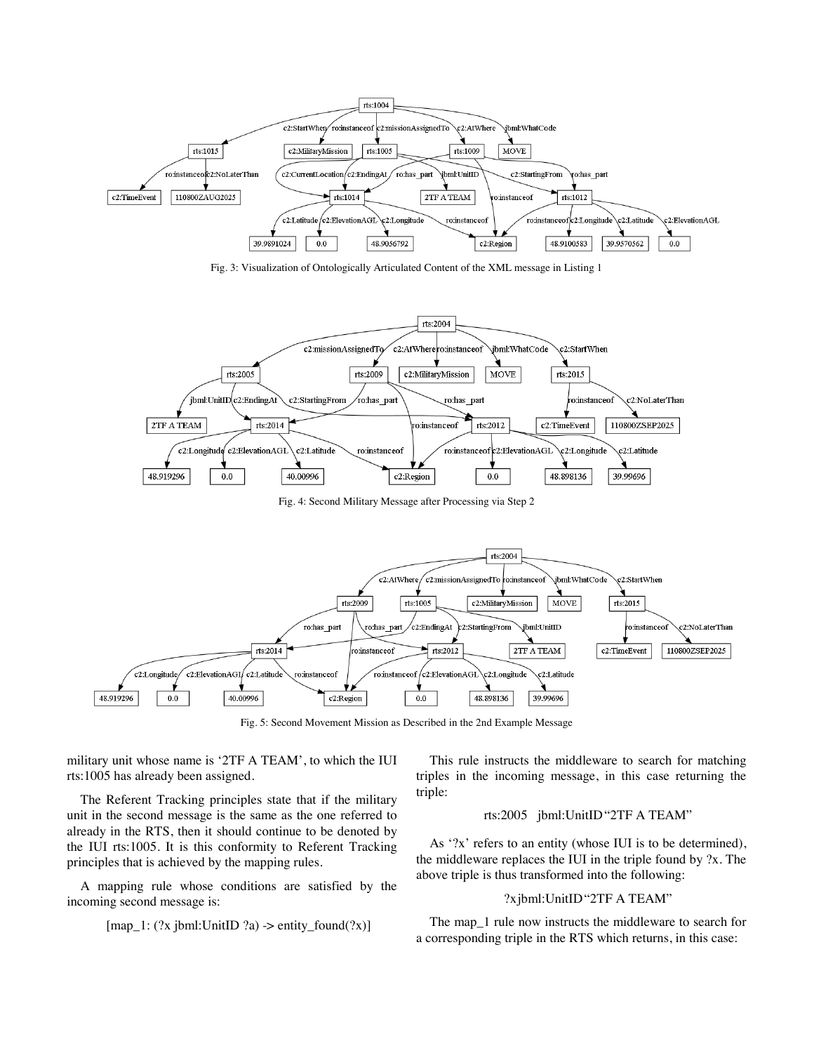Fig. 3: Visualization of Ontologically Articulated Content of the XML message in Listing 1

Fig. 4: Second Military Message after Processing via Step 2

Fig. 5: Second Movement Mission as Described in the 2nd Example Message

military unit whose name is '2TF A TEAM', to which the IUI rts:1005 has already been assigned.

The Referent Tracking principles state that if the military unit in the second message is the same as the one referred to already in the RTS, then it should continue to be denoted by the IUI rts:1005. It is this conformity to Referent Tracking principles that is achieved by the mapping rules.

A mapping rule whose conditions are satisfied by the incoming second message is:

[map_1: (?x jbml:UnitID ?a) -> entity_found(?x)]

This rule instructs the middleware to search for matching triples in the incoming message, in this case returning the triple:

rts:2005 jbml:UnitID "2TF A TEAM"

As '?x' refers to an entity (whose IUI is to be determined), the middleware replaces the IUI in the triple found by ?x. The above triple is thus transformed into the following:

?x jbml:UnitID "2TF A TEAM"

The map_1 rule now instructs the middleware to search for a corresponding triple in the RTS which returns, in this case: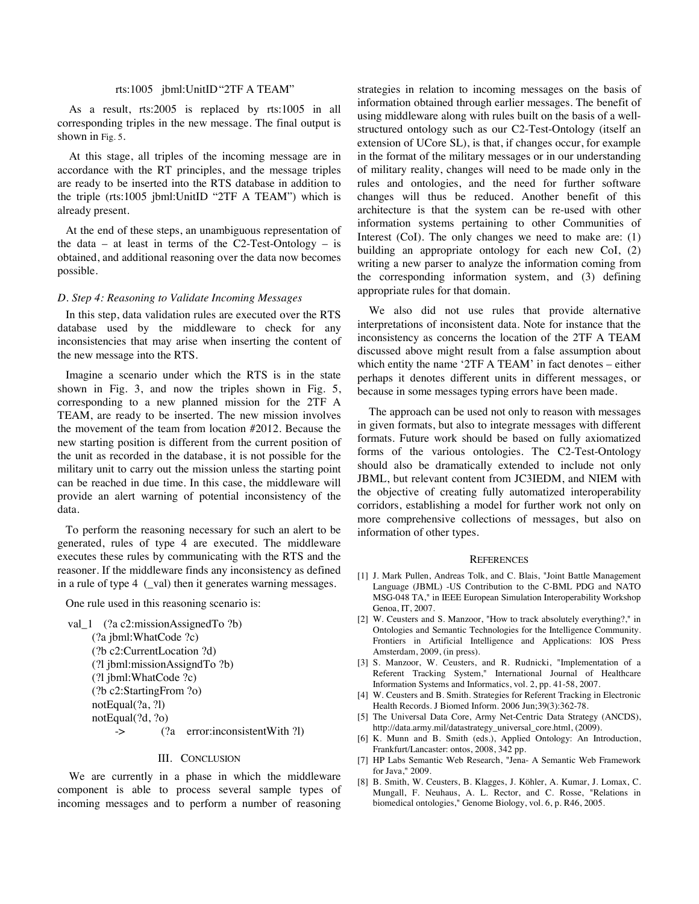rts:1005 jbml:UnitID "2TF A TEAM"

As a result, rts:2005 is replaced by rts:1005 in all corresponding triples in the new message. The final output is shown in Fig. 5.

At this stage, all triples of the incoming message are in accordance with the RT principles, and the message triples are ready to be inserted into the RTS database in addition to the triple (rts:1005 jbml:UnitID "2TF A TEAM") which is already present.

At the end of these steps, an unambiguous representation of the data – at least in terms of the C2-Test-Ontology – is obtained, and additional reasoning over the data now becomes possible.

### *D. Step 4: Reasoning to Validate Incoming Messages*

In this step, data validation rules are executed over the RTS database used by the middleware to check for any inconsistencies that may arise when inserting the content of the new message into the RTS.

Imagine a scenario under which the RTS is in the state shown in Fig. 3, and now the triples shown in Fig. 5, corresponding to a new planned mission for the 2TF A TEAM, are ready to be inserted. The new mission involves the movement of the team from location #2012. Because the new starting position is different from the current position of the unit as recorded in the database, it is not possible for the military unit to carry out the mission unless the starting point can be reached in due time. In this case, the middleware will provide an alert warning of potential inconsistency of the data.

To perform the reasoning necessary for such an alert to be generated, rules of type 4 are executed. The middleware executes these rules by communicating with the RTS and the reasoner. If the middleware finds any inconsistency as defined in a rule of type 4 (_val) then it generates warning messages.

One rule used in this reasoning scenario is:

```
val_1   (?a c2:missionAssignedTo ?b)
        (?a jbml:WhatCode ?c)
        (?b c2:CurrentLocation ?d)
        (?l jbml:missionAssigndTo ?b)
        (?l jbml:WhatCode ?c)
        (?b c2:StartingFrom ?o)
        notEqual(?a, ?l)
        notEqual(?d, ?o)
              ->        (?a   error:inconsistentWith ?l)
```

## III. Conclusion

We are currently in a phase in which the middleware component is able to process several sample types of incoming messages and to perform a number of reasoning strategies in relation to incoming messages on the basis of information obtained through earlier messages. The benefit of using middleware along with rules built on the basis of a well-structured ontology such as our C2-Test-Ontology (itself an extension of UCore SL), is that, if changes occur, for example in the format of the military messages or in our understanding of military reality, changes will need to be made only in the rules and ontologies, and the need for further software changes will thus be reduced. Another benefit of this architecture is that the system can be re-used with other information systems pertaining to other Communities of Interest (CoI). The only changes we need to make are: (1) building an appropriate ontology for each new CoI, (2) writing a new parser to analyze the information coming from the corresponding information system, and (3) defining appropriate rules for that domain.

We also did not use rules that provide alternative interpretations of inconsistent data. Note for instance that the inconsistency as concerns the location of the 2TF A TEAM discussed above might result from a false assumption about which entity the name '2TF A TEAM' in fact denotes – either perhaps it denotes different units in different messages, or because in some messages typing errors have been made.

The approach can be used not only to reason with messages in given formats, but also to integrate messages with different formats. Future work should be based on fully axiomatized forms of the various ontologies. The C2-Test-Ontology should also be dramatically extended to include not only JBML, but relevant content from JC3IEDM, and NIEM with the objective of creating fully automatized interoperability corridors, establishing a model for further work not only on more comprehensive collections of messages, but also on information of other types.

## References

[1] J. Mark Pullen, Andreas Tolk, and C. Blais, "Joint Battle Management Language (JBML) -US Contribution to the C-BML PDG and NATO MSG-048 TA," in IEEE European Simulation Interoperability Workshop Genoa, IT, 2007.

[2] W. Ceusters and S. Manzoor, "How to track absolutely everything?," in Ontologies and Semantic Technologies for the Intelligence Community. Frontiers in Artificial Intelligence and Applications: IOS Press Amsterdam, 2009, (in press).

[3] S. Manzoor, W. Ceusters, and R. Rudnicki, "Implementation of a Referent Tracking System," International Journal of Healthcare Information Systems and Informatics, vol. 2, pp. 41-58, 2007.

[4] W. Ceusters and B. Smith. Strategies for Referent Tracking in Electronic Health Records. J Biomed Inform. 2006 Jun;39(3):362-78.

[5] The Universal Data Core, Army Net-Centric Data Strategy (ANCDS), http://data.army.mil/datastrategy_universal_core.html, (2009).

[6] K. Munn and B. Smith (eds.), Applied Ontology: An Introduction, Frankfurt/Lancaster: ontos, 2008, 342 pp.

[7] HP Labs Semantic Web Research, "Jena- A Semantic Web Framework for Java," 2009.

[8] B. Smith, W. Ceusters, B. Klagges, J. Köhler, A. Kumar, J. Lomax, C. Mungall, F. Neuhaus, A. L. Rector, and C. Rosse, "Relations in biomedical ontologies," Genome Biology, vol. 6, p. R46, 2005.